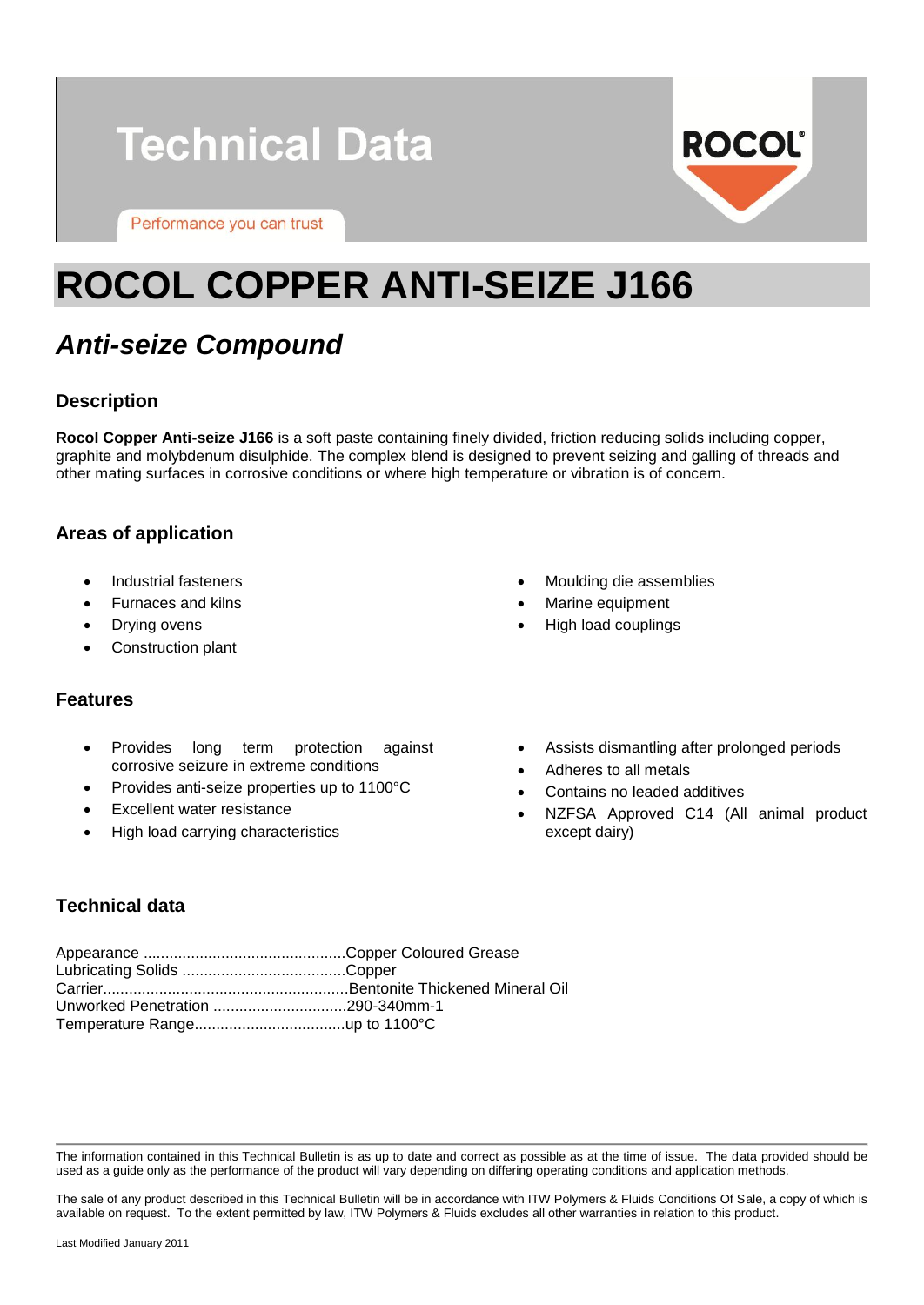# Technical Data

Performance you can trust

ROCOL

# ROCOL COPPER ANTI-SEIZE J166

## *Anti-seize Compound*

### Description

**Rocol Copper Anti-seize J166** is a soft paste containing finely divided, friction reducing solids including copper, graphite and molybdenum disulphide. The complex blend is designed to prevent seizing and galling of threads and other mating surfaces in corrosive conditions or where high temperature or vibration is of concern.

### Areas of application

- Industrial fasteners
- Furnaces and kilns
- Drying ovens
- Construction plant
- Moulding die assemblies
- Marine equipment
- High load couplings

### Features

- Provides long term protection against corrosive seizure in extreme conditions
- Provides anti-seize properties up to 1100°C
- Excellent water resistance
- High load carrying characteristics
- Assists dismantling after prolonged periods
- Adheres to all metals
- Contains no leaded additives
- NZFSA Approved C14 (All animal product except dairy)

### Technical data

Appearance ...............................................Copper Coloured Grease
Lubricating Solids ......................................Copper
Carrier.........................................................Bentonite Thickened Mineral Oil
Unworked Penetration ...............................290-340mm-1
Temperature Range...................................up to 1100°C

---

The information contained in this Technical Bulletin is as up to date and correct as possible as at the time of issue. The data provided should be used as a guide only as the performance of the product will vary depending on differing operating conditions and application methods.

The sale of any product described in this Technical Bulletin will be in accordance with ITW Polymers & Fluids Conditions Of Sale, a copy of which is available on request. To the extent permitted by law, ITW Polymers & Fluids excludes all other warranties in relation to this product.

Last Modified January 2011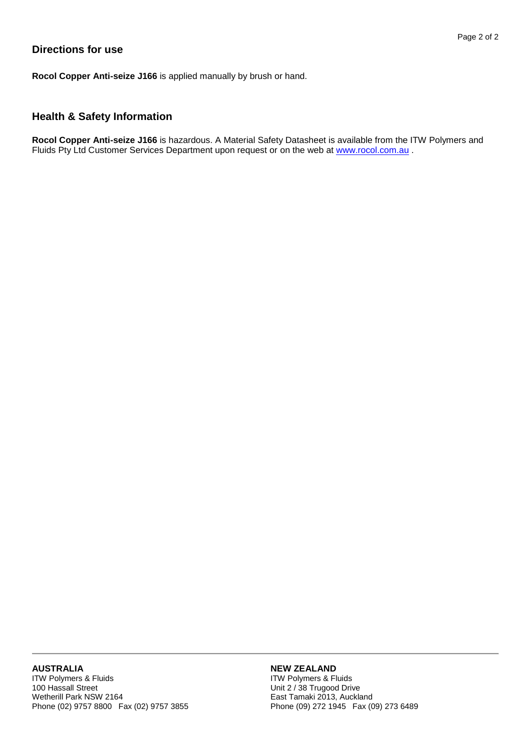## Directions for use

**Rocol Copper Anti-seize J166** is applied manually by brush or hand.

## Health & Safety Information

**Rocol Copper Anti-seize J166** is hazardous. A Material Safety Datasheet is available from the ITW Polymers and Fluids Pty Ltd Customer Services Department upon request or on the web at www.rocol.com.au .

**AUSTRALIA**
ITW Polymers & Fluids
100 Hassall Street
Wetherill Park NSW 2164
Phone (02) 9757 8800 Fax (02) 9757 3855

**NEW ZEALAND**
ITW Polymers & Fluids
Unit 2 / 38 Trugood Drive
East Tamaki 2013, Auckland
Phone (09) 272 1945 Fax (09) 273 6489